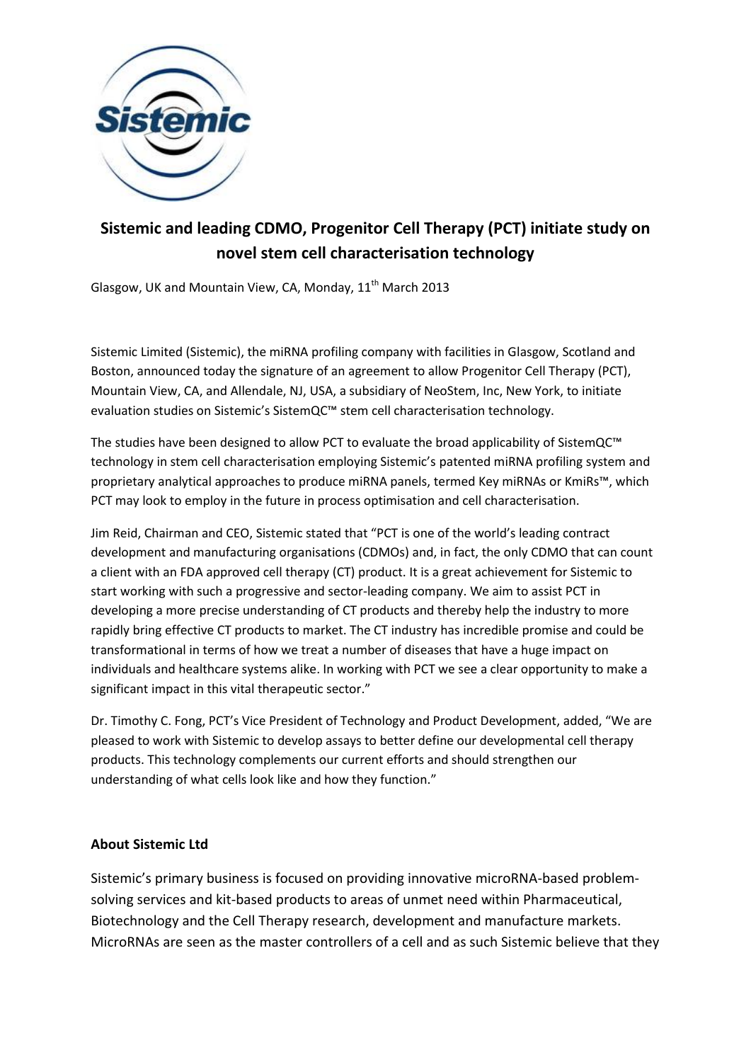# Sistemic and leading CDMO, Progenitor Cell Therapy (PCT) initiate study on novel stem cell characterisation technology

Glasgow, UK and Mountain View, CA, Monday, 11th March 2013

Sistemic Limited (Sistemic), the miRNA profiling company with facilities in Glasgow, Scotland and Boston, announced today the signature of an agreement to allow Progenitor Cell Therapy (PCT), Mountain View, CA, and Allendale, NJ, USA, a subsidiary of NeoStem, Inc, New York, to initiate evaluation studies on Sistemic's SistemQC™ stem cell characterisation technology.

The studies have been designed to allow PCT to evaluate the broad applicability of SistemQC™ technology in stem cell characterisation employing Sistemic's patented miRNA profiling system and proprietary analytical approaches to produce miRNA panels, termed Key miRNAs or KmiRs™, which PCT may look to employ in the future in process optimisation and cell characterisation.

Jim Reid, Chairman and CEO, Sistemic stated that "PCT is one of the world's leading contract development and manufacturing organisations (CDMOs) and, in fact, the only CDMO that can count a client with an FDA approved cell therapy (CT) product. It is a great achievement for Sistemic to start working with such a progressive and sector-leading company. We aim to assist PCT in developing a more precise understanding of CT products and thereby help the industry to more rapidly bring effective CT products to market. The CT industry has incredible promise and could be transformational in terms of how we treat a number of diseases that have a huge impact on individuals and healthcare systems alike. In working with PCT we see a clear opportunity to make a significant impact in this vital therapeutic sector."

Dr. Timothy C. Fong, PCT's Vice President of Technology and Product Development, added, "We are pleased to work with Sistemic to develop assays to better define our developmental cell therapy products. This technology complements our current efforts and should strengthen our understanding of what cells look like and how they function."

**About Sistemic Ltd**

Sistemic's primary business is focused on providing innovative microRNA-based problem-solving services and kit-based products to areas of unmet need within Pharmaceutical, Biotechnology and the Cell Therapy research, development and manufacture markets. MicroRNAs are seen as the master controllers of a cell and as such Sistemic believe that they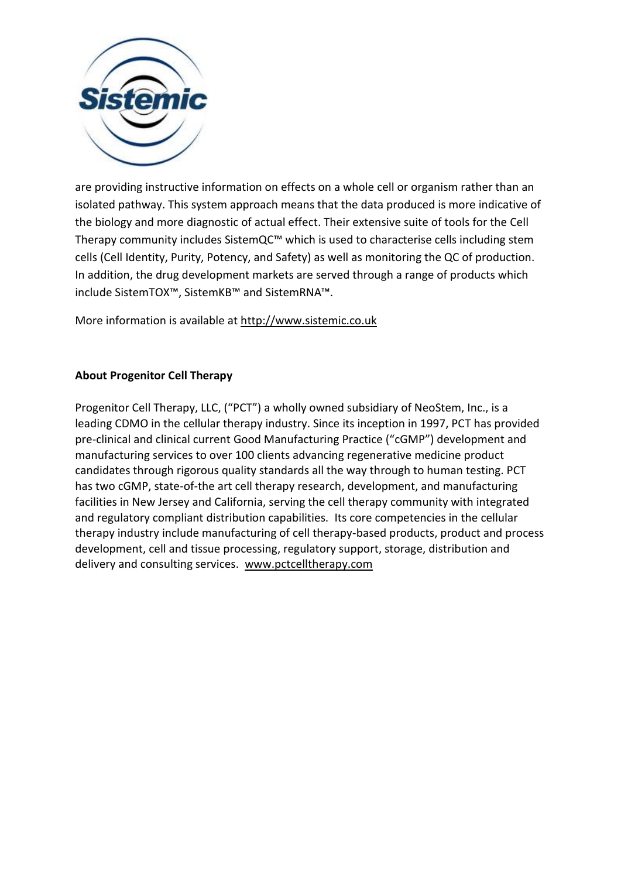are providing instructive information on effects on a whole cell or organism rather than an isolated pathway. This system approach means that the data produced is more indicative of the biology and more diagnostic of actual effect. Their extensive suite of tools for the Cell Therapy community includes SistemQC™ which is used to characterise cells including stem cells (Cell Identity, Purity, Potency, and Safety) as well as monitoring the QC of production. In addition, the drug development markets are served through a range of products which include SistemTOX™, SistemKB™ and SistemRNA™.

More information is available at http://www.sistemic.co.uk

**About Progenitor Cell Therapy**

Progenitor Cell Therapy, LLC, ("PCT") a wholly owned subsidiary of NeoStem, Inc., is a leading CDMO in the cellular therapy industry. Since its inception in 1997, PCT has provided pre-clinical and clinical current Good Manufacturing Practice ("cGMP") development and manufacturing services to over 100 clients advancing regenerative medicine product candidates through rigorous quality standards all the way through to human testing. PCT has two cGMP, state-of-the art cell therapy research, development, and manufacturing facilities in New Jersey and California, serving the cell therapy community with integrated and regulatory compliant distribution capabilities. Its core competencies in the cellular therapy industry include manufacturing of cell therapy-based products, product and process development, cell and tissue processing, regulatory support, storage, distribution and delivery and consulting services. www.pctcelltherapy.com